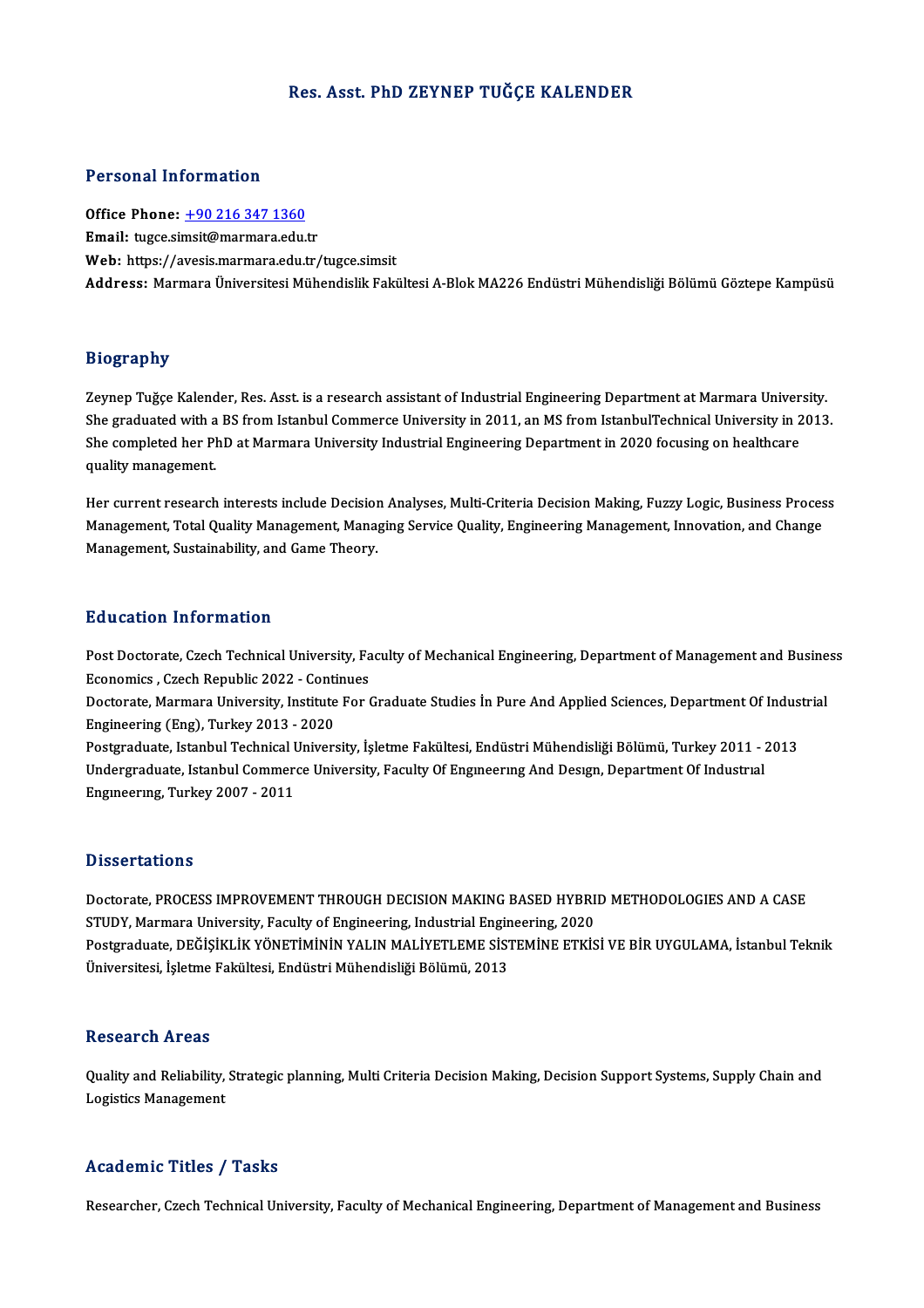# Res. Asst. PhD ZEYNEP TUĞÇE KALENDER

## Personal Information

**Office Phone:** +90 216 347 1360
**Email:** tugce.simsit@marmara.edu.tr
**Web:** https://avesis.marmara.edu.tr/tugce.simsit
**Address:** Marmara Üniversitesi Mühendislik Fakültesi A-Blok MA226 Endüstri Mühendisliği Bölümü Göztepe Kampüsü

## Biography

Zeynep Tuğçe Kalender, Res. Asst. is a research assistant of Industrial Engineering Department at Marmara University. She graduated with a BS from Istanbul Commerce University in 2011, an MS from IstanbulTechnical University in 2013. She completed her PhD at Marmara University Industrial Engineering Department in 2020 focusing on healthcare quality management.

Her current research interests include Decision Analyses, Multi-Criteria Decision Making, Fuzzy Logic, Business Process Management, Total Quality Management, Managing Service Quality, Engineering Management, Innovation, and Change Management, Sustainability, and Game Theory.

## Education Information

Post Doctorate, Czech Technical University, Faculty of Mechanical Engineering, Department of Management and Business Economics , Czech Republic 2022 - Continues
Doctorate, Marmara University, Institute For Graduate Studies İn Pure And Applied Sciences, Department Of Industrial Engineering (Eng), Turkey 2013 - 2020
Postgraduate, Istanbul Technical University, İşletme Fakültesi, Endüstri Mühendisliği Bölümü, Turkey 2011 - 2013
Undergraduate, Istanbul Commerce University, Faculty Of Engıneerıng And Desıgn, Department Of Industrıal Engıneerıng, Turkey 2007 - 2011

## Dissertations

Doctorate, PROCESS IMPROVEMENT THROUGH DECISION MAKING BASED HYBRID METHODOLOGIES AND A CASE STUDY, Marmara University, Faculty of Engineering, Industrial Engineering, 2020
Postgraduate, DEĞİŞİKLİK YÖNETİMİNİN YALIN MALİYETLEME SİSTEMİNE ETKİSİ VE BİR UYGULAMA, İstanbul Teknik Üniversitesi, İşletme Fakültesi, Endüstri Mühendisliği Bölümü, 2013

## Research Areas

Quality and Reliability, Strategic planning, Multi Criteria Decision Making, Decision Support Systems, Supply Chain and Logistics Management

## Academic Titles / Tasks

Researcher, Czech Technical University, Faculty of Mechanical Engineering, Department of Management and Business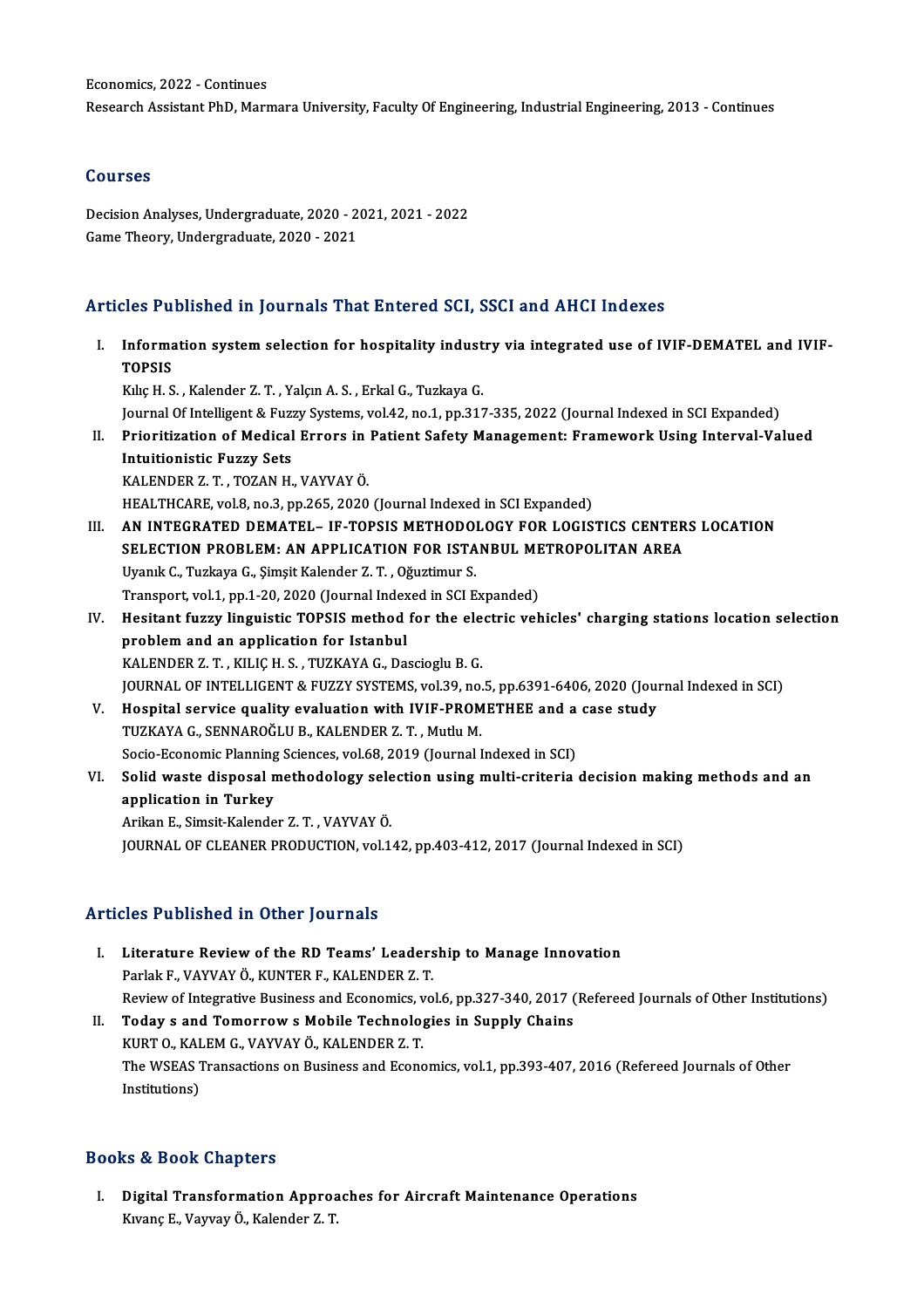Economics, 2022 - Continues
Research Assistant PhD, Marmara University, Faculty Of Engineering, Industrial Engineering, 2013 - Continues

## Courses

Decision Analyses, Undergraduate, 2020 - 2021, 2021 - 2022
Game Theory, Undergraduate, 2020 - 2021

## Articles Published in Journals That Entered SCI, SSCI and AHCI Indexes

I. **Information system selection for hospitality industry via integrated use of IVIF-DEMATEL and IVIF-TOPSIS**
Kılıç H. S. , Kalender Z. T. , Yalçın A. S. , Erkal G., Tuzkaya G.
Journal Of Intelligent & Fuzzy Systems, vol.42, no.1, pp.317-335, 2022 (Journal Indexed in SCI Expanded)

II. **Prioritization of Medical Errors in Patient Safety Management: Framework Using Interval-Valued Intuitionistic Fuzzy Sets**
KALENDER Z. T. , TOZAN H., VAYVAY Ö.
HEALTHCARE, vol.8, no.3, pp.265, 2020 (Journal Indexed in SCI Expanded)

III. **AN INTEGRATED DEMATEL– IF-TOPSIS METHODOLOGY FOR LOGISTICS CENTERS LOCATION SELECTION PROBLEM: AN APPLICATION FOR ISTANBUL METROPOLITAN AREA**
Uyanık C., Tuzkaya G., Şimşit Kalender Z. T. , Oğuztimur S.
Transport, vol.1, pp.1-20, 2020 (Journal Indexed in SCI Expanded)

IV. **Hesitant fuzzy linguistic TOPSIS method for the electric vehicles' charging stations location selection problem and an application for Istanbul**
KALENDER Z. T. , KILIÇ H. S. , TUZKAYA G., Dascioglu B. G.
JOURNAL OF INTELLIGENT & FUZZY SYSTEMS, vol.39, no.5, pp.6391-6406, 2020 (Journal Indexed in SCI)

V. **Hospital service quality evaluation with IVIF-PROMETHEE and a case study**
TUZKAYA G., SENNAROĞLU B., KALENDER Z. T. , Mutlu M.
Socio-Economic Planning Sciences, vol.68, 2019 (Journal Indexed in SCI)

VI. **Solid waste disposal methodology selection using multi-criteria decision making methods and an application in Turkey**
Arikan E., Simsit-Kalender Z. T. , VAYVAY Ö.
JOURNAL OF CLEANER PRODUCTION, vol.142, pp.403-412, 2017 (Journal Indexed in SCI)

## Articles Published in Other Journals

I. **Literature Review of the RD Teams' Leadership to Manage Innovation**
Parlak F., VAYVAY Ö., KUNTER F., KALENDER Z. T.
Review of Integrative Business and Economics, vol.6, pp.327-340, 2017 (Refereed Journals of Other Institutions)

II. **Today s and Tomorrow s Mobile Technologies in Supply Chains**
KURT O., KALEM G., VAYVAY Ö., KALENDER Z. T.
The WSEAS Transactions on Business and Economics, vol.1, pp.393-407, 2016 (Refereed Journals of Other Institutions)

## Books & Book Chapters

I. **Digital Transformation Approaches for Aircraft Maintenance Operations**
Kıvanç E., Vayvay Ö., Kalender Z. T.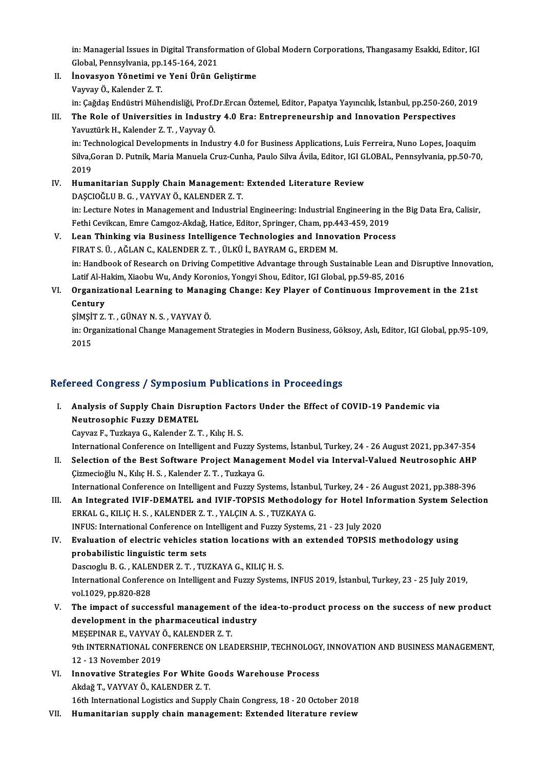in: Managerial Issues in Digital Transformation of Global Modern Corporations, Thangasamy Esakki, Editor, IGI Global, Pennsylvania, pp.145-164, 2021

II. **İnovasyon Yönetimi ve Yeni Ürün Geliştirme**
Vayvay Ö., Kalender Z. T.
in: Çağdaş Endüstri Mühendisliği, Prof.Dr.Ercan Öztemel, Editor, Papatya Yayıncılık, İstanbul, pp.250-260, 2019

III. **The Role of Universities in Industry 4.0 Era: Entrepreneurship and Innovation Perspectives**
Yavuztürk H., Kalender Z. T. , Vayvay Ö.
in: Technological Developments in Industry 4.0 for Business Applications, Luis Ferreira, Nuno Lopes, Joaquim Silva,Goran D. Putnik, Maria Manuela Cruz-Cunha, Paulo Silva Ávila, Editor, IGI GLOBAL, Pennsylvania, pp.50-70, 2019

IV. **Humanitarian Supply Chain Management: Extended Literature Review**
DAŞCIOĞLU B. G. , VAYVAY Ö., KALENDER Z. T.
in: Lecture Notes in Management and Industrial Engineering: Industrial Engineering in the Big Data Era, Calisir, Fethi Cevikcan, Emre Camgoz-Akdağ, Hatice, Editor, Springer, Cham, pp.443-459, 2019

V. **Lean Thinking via Business Intelligence Technologies and Innovation Process**
FIRAT S. Ü. , AĞLAN C., KALENDER Z. T. , ÜLKÜ İ., BAYRAM G., ERDEM M.
in: Handbook of Research on Driving Competitive Advantage through Sustainable Lean and Disruptive Innovation, Latif Al-Hakim, Xiaobu Wu, Andy Koronios, Yongyi Shou, Editor, IGI Global, pp.59-85, 2016

VI. **Organizational Learning to Managing Change: Key Player of Continuous Improvement in the 21st Century**
ŞİMŞİT Z. T. , GÜNAY N. S. , VAYVAY Ö.
in: Organizational Change Management Strategies in Modern Business, Göksoy, Aslı, Editor, IGI Global, pp.95-109, 2015

## Refereed Congress / Symposium Publications in Proceedings

I. **Analysis of Supply Chain Disruption Factors Under the Effect of COVID-19 Pandemic via Neutrosophic Fuzzy DEMATEL**
Cayvaz F., Tuzkaya G., Kalender Z. T. , Kılıç H. S.
International Conference on Intelligent and Fuzzy Systems, İstanbul, Turkey, 24 - 26 August 2021, pp.347-354

II. **Selection of the Best Software Project Management Model via Interval-Valued Neutrosophic AHP**
Çizmecioğlu N., Kılıç H. S. , Kalender Z. T. , Tuzkaya G.
International Conference on Intelligent and Fuzzy Systems, İstanbul, Turkey, 24 - 26 August 2021, pp.388-396

III. **An Integrated IVIF-DEMATEL and IVIF-TOPSIS Methodology for Hotel Information System Selection**
ERKAL G., KILIÇ H. S. , KALENDER Z. T. , YALÇIN A. S. , TUZKAYA G.
INFUS: International Conference on Intelligent and Fuzzy Systems, 21 - 23 July 2020

IV. **Evaluation of electric vehicles station locations with an extended TOPSIS methodology using probabilistic linguistic term sets**
Dascıoglu B. G. , KALENDER Z. T. , TUZKAYA G., KILIÇ H. S.
International Conference on Intelligent and Fuzzy Systems, INFUS 2019, İstanbul, Turkey, 23 - 25 July 2019, vol.1029, pp.820-828

V. **The impact of successful management of the idea-to-product process on the success of new product development in the pharmaceutical industry**
MEŞEPINAR E., VAYVAY Ö., KALENDER Z. T.
9th INTERNATIONAL CONFERENCE ON LEADERSHIP, TECHNOLOGY, INNOVATION AND BUSINESS MANAGEMENT, 12 - 13 November 2019

VI. **Innovative Strategies For White Goods Warehouse Process**
Akdağ T., VAYVAY Ö., KALENDER Z. T.
16th International Logistics and Supply Chain Congress, 18 - 20 October 2018

VII. **Humanitarian supply chain management: Extended literature review**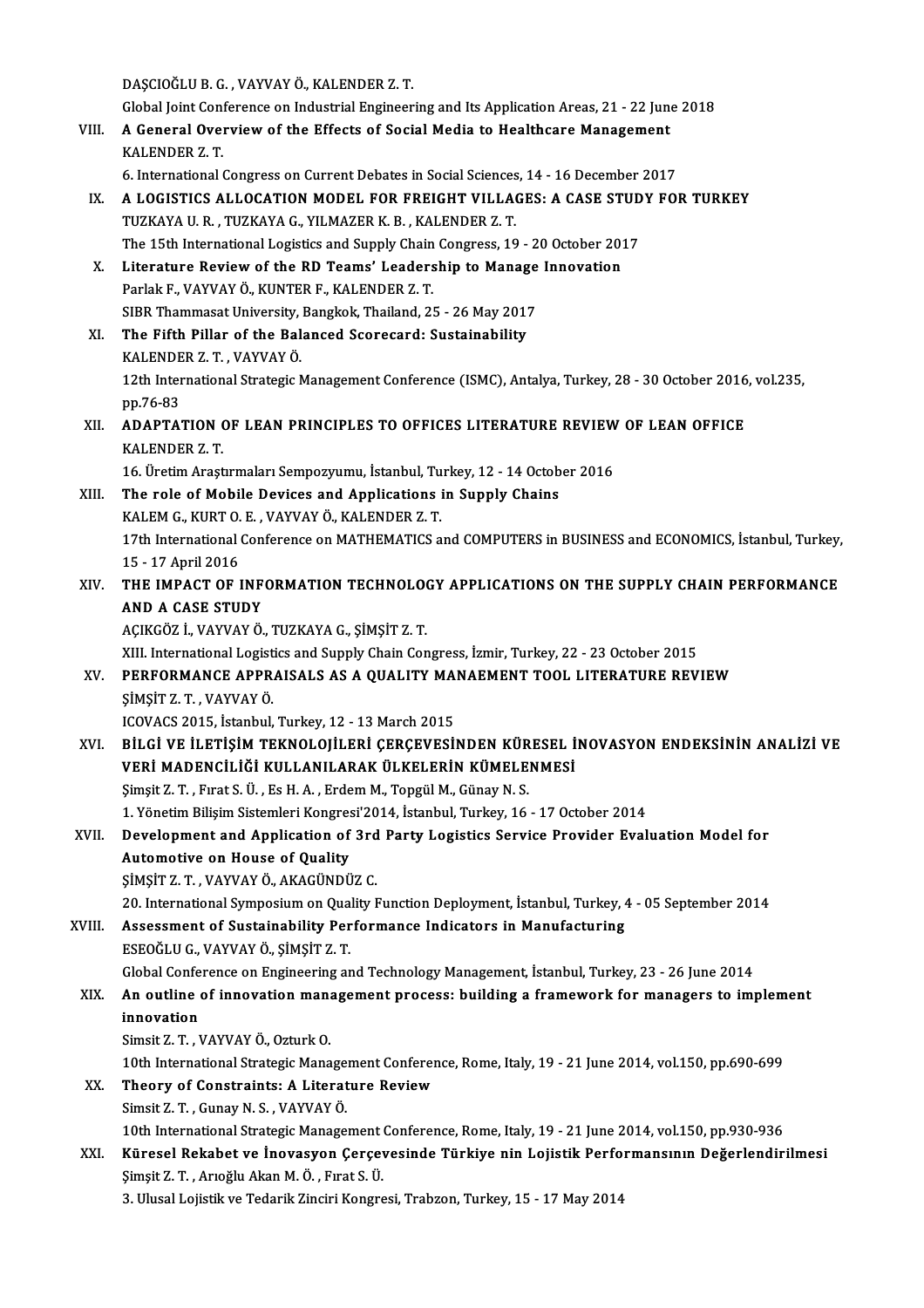DAŞCIOĞLU B. G. , VAYVAY Ö., KALENDER Z. T.
Global Joint Conference on Industrial Engineering and Its Application Areas, 21 - 22 June 2018

VIII. **A General Overview of the Effects of Social Media to Healthcare Management**
KALENDER Z. T.
6. International Congress on Current Debates in Social Sciences, 14 - 16 December 2017

IX. **A LOGISTICS ALLOCATION MODEL FOR FREIGHT VILLAGES: A CASE STUDY FOR TURKEY**
TUZKAYA U. R. , TUZKAYA G., YILMAZER K. B. , KALENDER Z. T.
The 15th International Logistics and Supply Chain Congress, 19 - 20 October 2017

X. **Literature Review of the RD Teams' Leadership to Manage Innovation**
Parlak F., VAYVAY Ö., KUNTER F., KALENDER Z. T.
SIBR Thammasat University, Bangkok, Thailand, 25 - 26 May 2017

XI. **The Fifth Pillar of the Balanced Scorecard: Sustainability**
KALENDER Z. T. , VAYVAY Ö.
12th International Strategic Management Conference (ISMC), Antalya, Turkey, 28 - 30 October 2016, vol.235, pp.76-83

XII. **ADAPTATION OF LEAN PRINCIPLES TO OFFICES LITERATURE REVIEW OF LEAN OFFICE**
KALENDER Z. T.
16. Üretim Araştırmaları Sempozyumu, İstanbul, Turkey, 12 - 14 October 2016

XIII. **The role of Mobile Devices and Applications in Supply Chains**
KALEM G., KURT O. E. , VAYVAY Ö., KALENDER Z. T.
17th International Conference on MATHEMATICS and COMPUTERS in BUSINESS and ECONOMICS, İstanbul, Turkey, 15 - 17 April 2016

XIV. **THE IMPACT OF INFORMATION TECHNOLOGY APPLICATIONS ON THE SUPPLY CHAIN PERFORMANCE AND A CASE STUDY**
AÇIKGÖZ İ., VAYVAY Ö., TUZKAYA G., ŞİMŞİT Z. T.
XIII. International Logistics and Supply Chain Congress, İzmir, Turkey, 22 - 23 October 2015

XV. **PERFORMANCE APPRAISALS AS A QUALITY MANAEMENT TOOL LITERATURE REVIEW**
ŞİMŞİT Z. T. , VAYVAY Ö.
ICOVACS 2015, İstanbul, Turkey, 12 - 13 March 2015

XVI. **BİLGİ VE İLETİŞİM TEKNOLOJİLERİ ÇERÇEVESİNDEN KÜRESEL İNOVASYON ENDEKSİNİN ANALİZİ VE VERİ MADENCİLİĞİ KULLANILARAK ÜLKELERİN KÜMELENMESİ**
Şimşit Z. T. , Fırat S. Ü. , Es H. A. , Erdem M., Topgül M., Günay N. S.
1. Yönetim Bilişim Sistemleri Kongresi'2014, İstanbul, Turkey, 16 - 17 October 2014

XVII. **Development and Application of 3rd Party Logistics Service Provider Evaluation Model for Automotive on House of Quality**
ŞİMŞİT Z. T. , VAYVAY Ö., AKAGÜNDÜZ C.
20. International Symposium on Quality Function Deployment, İstanbul, Turkey, 4 - 05 September 2014

XVIII. **Assessment of Sustainability Performance Indicators in Manufacturing**
ESEOĞLU G., VAYVAY Ö., ŞİMŞİT Z. T.
Global Conference on Engineering and Technology Management, İstanbul, Turkey, 23 - 26 June 2014

XIX. **An outline of innovation management process: building a framework for managers to implement innovation**
Simsit Z. T. , VAYVAY Ö., Ozturk O.
10th International Strategic Management Conference, Rome, Italy, 19 - 21 June 2014, vol.150, pp.690-699

XX. **Theory of Constraints: A Literature Review**
Simsit Z. T. , Gunay N. S. , VAYVAY Ö.
10th International Strategic Management Conference, Rome, Italy, 19 - 21 June 2014, vol.150, pp.930-936

XXI. **Küresel Rekabet ve İnovasyon Çerçevesinde Türkiye nin Lojistik Performansının Değerlendirilmesi**
Şimşit Z. T. , Arıoğlu Akan M. Ö. , Fırat S. Ü.
3. Ulusal Lojistik ve Tedarik Zinciri Kongresi, Trabzon, Turkey, 15 - 17 May 2014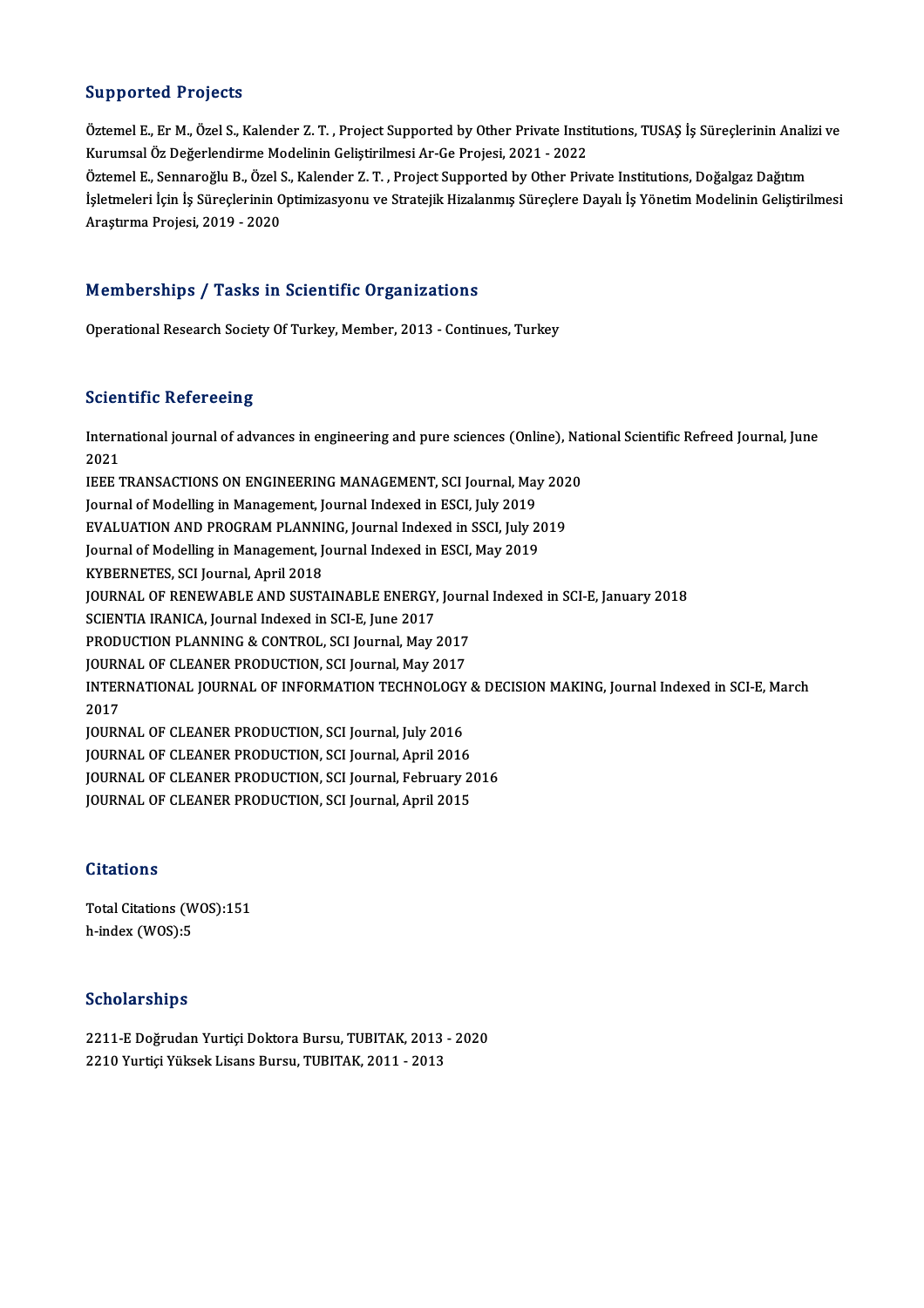## Supported Projects

Öztemel E., Er M., Özel S., Kalender Z. T. , Project Supported by Other Private Institutions, TUSAŞ İş Süreçlerinin Analizi ve Kurumsal Öz Değerlendirme Modelinin Geliştirilmesi Ar-Ge Projesi, 2021 - 2022

Öztemel E., Sennaroğlu B., Özel S., Kalender Z. T. , Project Supported by Other Private Institutions, Doğalgaz Dağıtım İşletmeleri İçin İş Süreçlerinin Optimizasyonu ve Stratejik Hizalanmış Süreçlere Dayalı İş Yönetim Modelinin Geliştirilmesi Araştırma Projesi, 2019 - 2020

## Memberships / Tasks in Scientific Organizations

Operational Research Society Of Turkey, Member, 2013 - Continues, Turkey

## Scientific Refereeing

International journal of advances in engineering and pure sciences (Online), National Scientific Refreed Journal, June 2021

IEEE TRANSACTIONS ON ENGINEERING MANAGEMENT, SCI Journal, May 2020

Journal of Modelling in Management, Journal Indexed in ESCI, July 2019

EVALUATION AND PROGRAM PLANNING, Journal Indexed in SSCI, July 2019

Journal of Modelling in Management, Journal Indexed in ESCI, May 2019

KYBERNETES, SCI Journal, April 2018

JOURNAL OF RENEWABLE AND SUSTAINABLE ENERGY, Journal Indexed in SCI-E, January 2018

SCIENTIA IRANICA, Journal Indexed in SCI-E, June 2017

PRODUCTION PLANNING & CONTROL, SCI Journal, May 2017

JOURNAL OF CLEANER PRODUCTION, SCI Journal, May 2017

INTERNATIONAL JOURNAL OF INFORMATION TECHNOLOGY & DECISION MAKING, Journal Indexed in SCI-E, March 2017

JOURNAL OF CLEANER PRODUCTION, SCI Journal, July 2016

JOURNAL OF CLEANER PRODUCTION, SCI Journal, April 2016

JOURNAL OF CLEANER PRODUCTION, SCI Journal, February 2016

JOURNAL OF CLEANER PRODUCTION, SCI Journal, April 2015

## Citations

Total Citations (WOS):151

h-index (WOS):5

## Scholarships

2211-E Doğrudan Yurtiçi Doktora Bursu, TUBITAK, 2013 - 2020

2210 Yurtiçi Yüksek Lisans Bursu, TUBITAK, 2011 - 2013